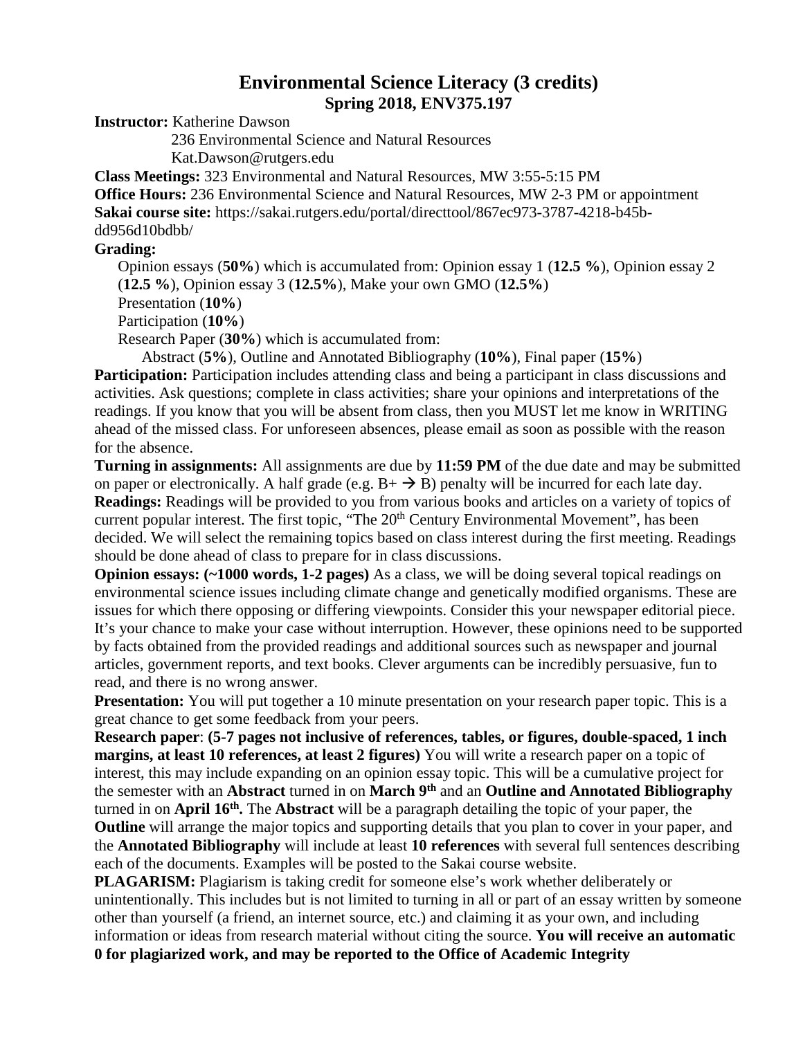# Environmental Science Literacy (3 credits)

## Spring 2018, ENV375.197

**Instructor:** Katherine Dawson
236 Environmental Science and Natural Resources
Kat.Dawson@rutgers.edu

**Class Meetings:** 323 Environmental and Natural Resources, MW 3:55-5:15 PM

**Office Hours:** 236 Environmental Science and Natural Resources, MW 2-3 PM or appointment

**Sakai course site:** https://sakai.rutgers.edu/portal/directtool/867ec973-3787-4218-b45b-dd956d10bdbb/

**Grading:**

Opinion essays (**50%**) which is accumulated from: Opinion essay 1 (**12.5 %**), Opinion essay 2 (**12.5 %**), Opinion essay 3 (**12.5%**), Make your own GMO (**12.5%**)

Presentation (**10%**)

Participation (**10%**)

Research Paper (**30%**) which is accumulated from:

Abstract (**5%**), Outline and Annotated Bibliography (**10%**), Final paper (**15%**)

**Participation:** Participation includes attending class and being a participant in class discussions and activities. Ask questions; complete in class activities; share your opinions and interpretations of the readings. If you know that you will be absent from class, then you MUST let me know in WRITING ahead of the missed class. For unforeseen absences, please email as soon as possible with the reason for the absence.

**Turning in assignments:** All assignments are due by **11:59 PM** of the due date and may be submitted on paper or electronically. A half grade (e.g. B+ → B) penalty will be incurred for each late day.

**Readings:** Readings will be provided to you from various books and articles on a variety of topics of current popular interest. The first topic, "The 20th Century Environmental Movement", has been decided. We will select the remaining topics based on class interest during the first meeting. Readings should be done ahead of class to prepare for in class discussions.

**Opinion essays: (~1000 words, 1-2 pages)** As a class, we will be doing several topical readings on environmental science issues including climate change and genetically modified organisms. These are issues for which there opposing or differing viewpoints. Consider this your newspaper editorial piece. It's your chance to make your case without interruption. However, these opinions need to be supported by facts obtained from the provided readings and additional sources such as newspaper and journal articles, government reports, and text books. Clever arguments can be incredibly persuasive, fun to read, and there is no wrong answer.

**Presentation:** You will put together a 10 minute presentation on your research paper topic. This is a great chance to get some feedback from your peers.

**Research paper**: **(5-7 pages not inclusive of references, tables, or figures, double-spaced, 1 inch margins, at least 10 references, at least 2 figures)** You will write a research paper on a topic of interest, this may include expanding on an opinion essay topic. This will be a cumulative project for the semester with an **Abstract** turned in on **March 9th** and an **Outline and Annotated Bibliography** turned in on **April 16th.** The **Abstract** will be a paragraph detailing the topic of your paper, the **Outline** will arrange the major topics and supporting details that you plan to cover in your paper, and the **Annotated Bibliography** will include at least **10 references** with several full sentences describing each of the documents. Examples will be posted to the Sakai course website.

**PLAGARISM:** Plagiarism is taking credit for someone else's work whether deliberately or unintentionally. This includes but is not limited to turning in all or part of an essay written by someone other than yourself (a friend, an internet source, etc.) and claiming it as your own, and including information or ideas from research material without citing the source. **You will receive an automatic 0 for plagiarized work, and may be reported to the Office of Academic Integrity**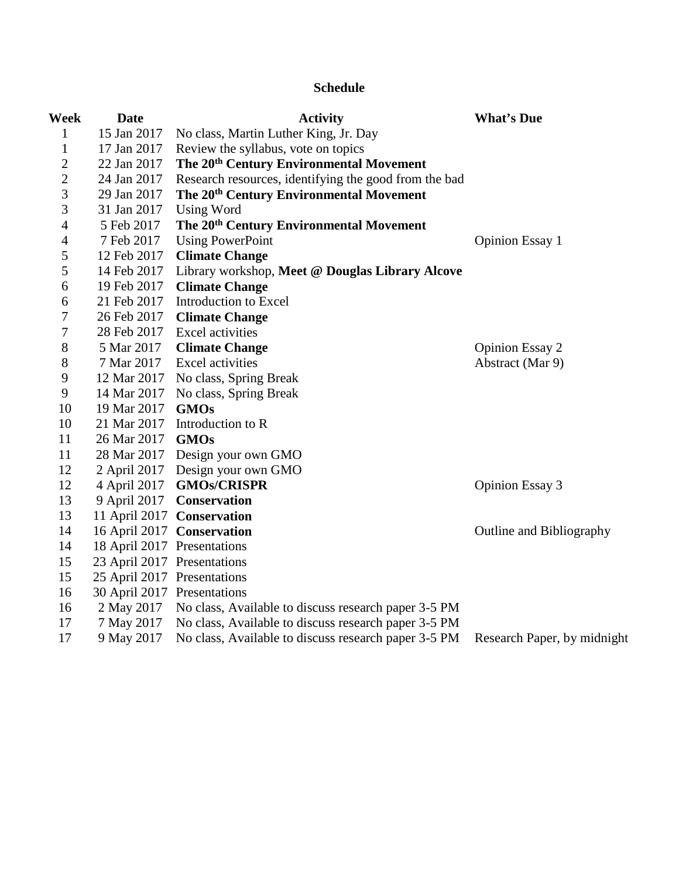**Schedule**

| Week | Date | Activity | What's Due |
|---|---|---|---|
| 1 | 15 Jan 2017 | No class, Martin Luther King, Jr. Day | |
| 1 | 17 Jan 2017 | Review the syllabus, vote on topics | |
| 2 | 22 Jan 2017 | **The 20th Century Environmental Movement** | |
| 2 | 24 Jan 2017 | Research resources, identifying the good from the bad | |
| 3 | 29 Jan 2017 | **The 20th Century Environmental Movement** | |
| 3 | 31 Jan 2017 | Using Word | |
| 4 | 5 Feb 2017 | **The 20th Century Environmental Movement** | |
| 4 | 7 Feb 2017 | Using PowerPoint | Opinion Essay 1 |
| 5 | 12 Feb 2017 | **Climate Change** | |
| 5 | 14 Feb 2017 | Library workshop, **Meet @ Douglas Library Alcove** | |
| 6 | 19 Feb 2017 | **Climate Change** | |
| 6 | 21 Feb 2017 | Introduction to Excel | |
| 7 | 26 Feb 2017 | **Climate Change** | |
| 7 | 28 Feb 2017 | Excel activities | |
| 8 | 5 Mar 2017 | **Climate Change** | Opinion Essay 2 |
| 8 | 7 Mar 2017 | Excel activities | Abstract (Mar 9) |
| 9 | 12 Mar 2017 | No class, Spring Break | |
| 9 | 14 Mar 2017 | No class, Spring Break | |
| 10 | 19 Mar 2017 | **GMOs** | |
| 10 | 21 Mar 2017 | Introduction to R | |
| 11 | 26 Mar 2017 | **GMOs** | |
| 11 | 28 Mar 2017 | Design your own GMO | |
| 12 | 2 April 2017 | Design your own GMO | |
| 12 | 4 April 2017 | **GMOs/CRISPR** | Opinion Essay 3 |
| 13 | 9 April 2017 | **Conservation** | |
| 13 | 11 April 2017 | **Conservation** | |
| 14 | 16 April 2017 | **Conservation** | Outline and Bibliography |
| 14 | 18 April 2017 | Presentations | |
| 15 | 23 April 2017 | Presentations | |
| 15 | 25 April 2017 | Presentations | |
| 16 | 30 April 2017 | Presentations | |
| 16 | 2 May 2017 | No class, Available to discuss research paper 3-5 PM | |
| 17 | 7 May 2017 | No class, Available to discuss research paper 3-5 PM | |
| 17 | 9 May 2017 | No class, Available to discuss research paper 3-5 PM | Research Paper, by midnight |